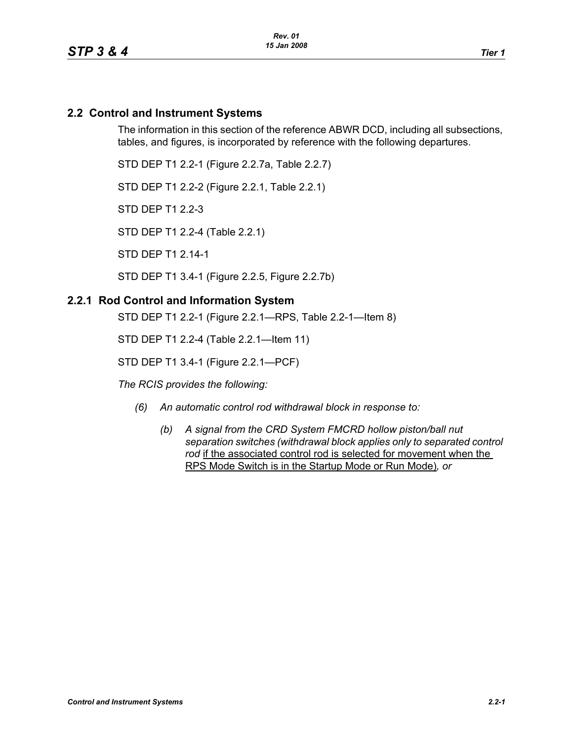## 2.2 Control and Instrument Systems

The information in this section of the reference ABWR DCD, including all subsections, tables, and figures, is incorporated by reference with the following departures.

STD DEP T1 2.2-1 (Figure 2.2.7a, Table 2.2.7)

STD DEP T1 2.2-2 (Figure 2.2.1, Table 2.2.1)

STD DEP T1 2.2-3

STD DEP T1 2.2-4 (Table 2.2.1)

STD DEP T1 2.14-1

STD DEP T1 3.4-1 (Figure 2.2.5, Figure 2.2.7b)

## 2.2.1 Rod Control and Information System

STD DEP T1 2.2-1 (Figure 2.2.1—RPS, Table 2.2-1—Item 8)

STD DEP T1 2.2-4 (Table 2.2.1—Item 11)

STD DEP T1 3.4-1 (Figure 2.2.1—PCF)

*The RCIS provides the following:*

(6) *An automatic control rod withdrawal block in response to:*

 (b) *A signal from the CRD System FMCRD hollow piston/ball nut separation switches (withdrawal block applies only to separated control rod* <u>if the associated control rod is selected for movement when the RPS Mode Switch is in the Startup Mode or Run Mode)</u>*, or*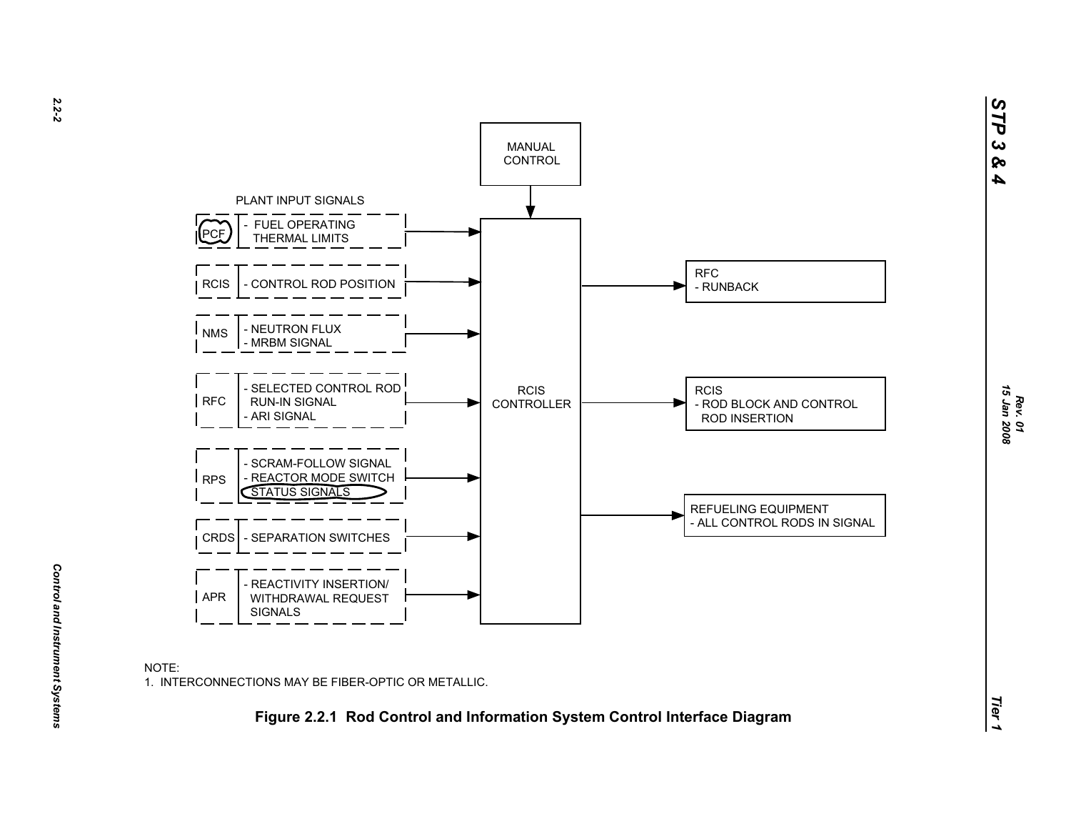PLANT INPUT SIGNALS

| Source | Signal |
| --- | --- |
| PCF | - FUEL OPERATING THERMAL LIMITS |
| RCIS | - CONTROL ROD POSITION |
| NMS | - NEUTRON FLUX<br>- MRBM SIGNAL |
| RFC | - SELECTED CONTROL ROD RUN-IN SIGNAL<br>- ARI SIGNAL |
| RPS | - SCRAM-FOLLOW SIGNAL<br>- REACTOR MODE SWITCH STATUS SIGNALS |
| CRDS | - SEPARATION SWITCHES |
| APR | - REACTIVITY INSERTION/ WITHDRAWAL REQUEST SIGNALS |

MANUAL CONTROL → RCIS CONTROLLER

RCIS CONTROLLER outputs:

- RFC - RUNBACK
- RCIS - ROD BLOCK AND CONTROL ROD INSERTION
- REFUELING EQUIPMENT - ALL CONTROL RODS IN SIGNAL

NOTE:
1. INTERCONNECTIONS MAY BE FIBER-OPTIC OR METALLIC.

**Figure 2.2.1 Rod Control and Information System Control Interface Diagram**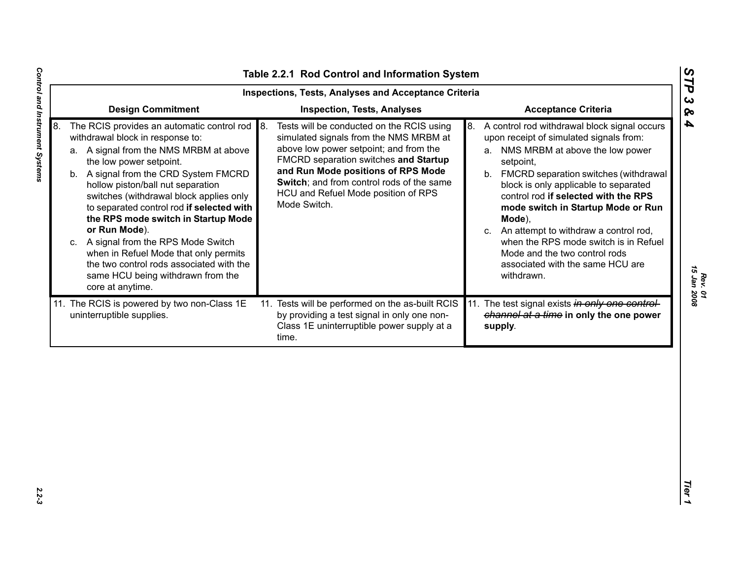## Table 2.2.1 Rod Control and Information System

| Inspections, Tests, Analyses and Acceptance Criteria | | |
|---|---|---|
| **Design Commitment** | **Inspection, Tests, Analyses** | **Acceptance Criteria** |
| 8. The RCIS provides an automatic control rod withdrawal block in response to:<br>a. A signal from the NMS MRBM at above the low power setpoint.<br>b. A signal from the CRD System FMCRD hollow piston/ball nut separation switches (withdrawal block applies only to separated control rod **if selected with the RPS mode switch in Startup Mode or Run Mode**).<br>c. A signal from the RPS Mode Switch when in Refuel Mode that only permits the two control rods associated with the same HCU being withdrawn from the core at anytime. | 8. Tests will be conducted on the RCIS using simulated signals from the NMS MRBM at above low power setpoint; and from the FMCRD separation switches **and Startup and Run Mode positions of RPS Mode Switch**; and from control rods of the same HCU and Refuel Mode position of RPS Mode Switch. | 8. A control rod withdrawal block signal occurs upon receipt of simulated signals from:<br>a. NMS MRBM at above the low power setpoint,<br>b. FMCRD separation switches (withdrawal block is only applicable to separated control rod **if selected with the RPS mode switch in Startup Mode or Run Mode**),<br>c. An attempt to withdraw a control rod, when the RPS mode switch is in Refuel Mode and the two control rods associated with the same HCU are withdrawn. |
| 11. The RCIS is powered by two non-Class 1E uninterruptible supplies. | 11. Tests will be performed on the as-built RCIS by providing a test signal in only one non-Class 1E uninterruptible power supply at a time. | 11. The test signal exists ~~*in only one control channel at a time*~~ **in only the one power supply**. |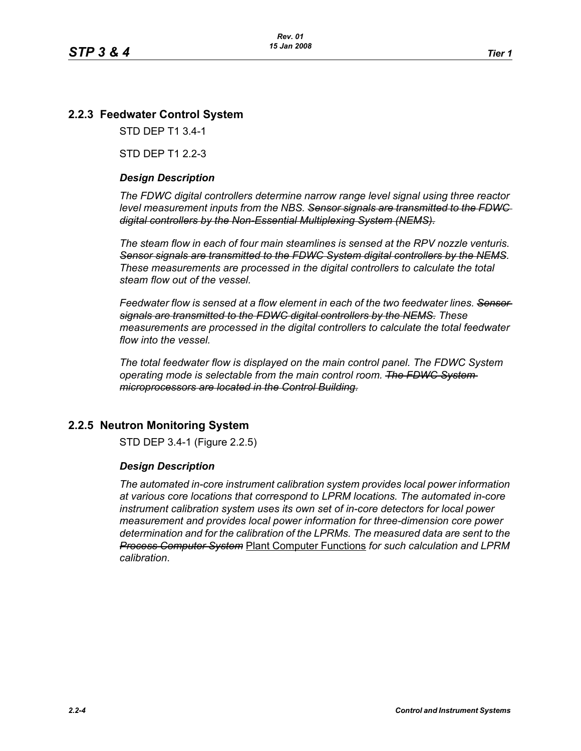## 2.2.3 Feedwater Control System

STD DEP T1 3.4-1

STD DEP T1 2.2-3

### *Design Description*

*The FDWC digital controllers determine narrow range level signal using three reactor level measurement inputs from the NBS. ~~Sensor signals are transmitted to the FDWC digital controllers by the Non-Essential Multiplexing System (NEMS).~~*

*The steam flow in each of four main steamlines is sensed at the RPV nozzle venturis. ~~Sensor signals are transmitted to the FDWC System digital controllers by the NEMS.~~ These measurements are processed in the digital controllers to calculate the total steam flow out of the vessel.*

*Feedwater flow is sensed at a flow element in each of the two feedwater lines. ~~Sensor signals are transmitted to the FDWC digital controllers by the NEMS.~~ These measurements are processed in the digital controllers to calculate the total feedwater flow into the vessel.*

*The total feedwater flow is displayed on the main control panel. The FDWC System operating mode is selectable from the main control room. ~~The FDWC System microprocessors are located in the Control Building.~~*

## 2.2.5 Neutron Monitoring System

STD DEP 3.4-1 (Figure 2.2.5)

### *Design Description*

*The automated in-core instrument calibration system provides local power information at various core locations that correspond to LPRM locations. The automated in-core instrument calibration system uses its own set of in-core detectors for local power measurement and provides local power information for three-dimension core power determination and for the calibration of the LPRMs. The measured data are sent to the ~~Process Computer System~~* <u>Plant Computer Functions</u> *for such calculation and LPRM calibration*.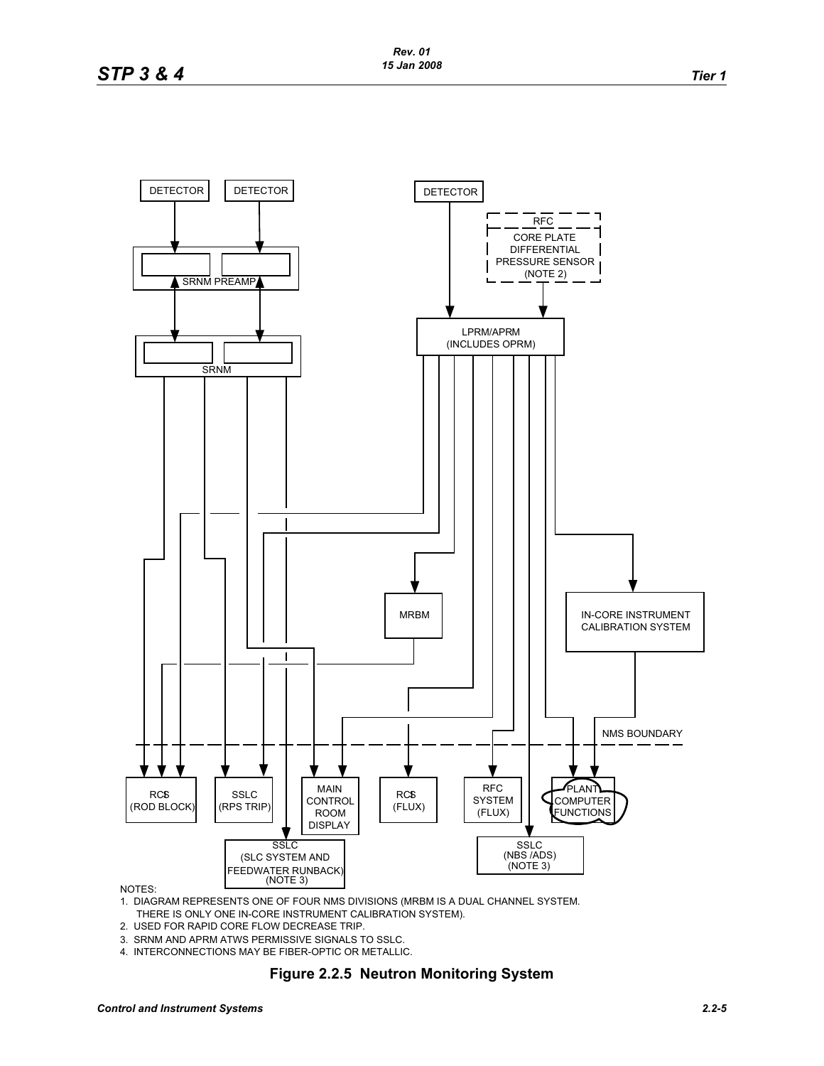DETECTOR

DETECTOR

DETECTOR

RFC

CORE PLATE DIFFERENTIAL PRESSURE SENSOR (NOTE 2)

SRNM PREAMP

SRNM

LPRM/APRM (INCLUDES OPRM)

MRBM

IN-CORE INSTRUMENT CALIBRATION SYSTEM

NMS BOUNDARY

RCIS (ROD BLOCK)

SSLC (RPS TRIP)

MAIN CONTROL ROOM DISPLAY

RCIS (FLUX)

RFC SYSTEM (FLUX)

PLANT COMPUTER FUNCTIONS

SSLC (SLC SYSTEM AND FEEDWATER RUNBACK) (NOTE 3)

SSLC (NBS /ADS) (NOTE 3)

NOTES:

1. DIAGRAM REPRESENTS ONE OF FOUR NMS DIVISIONS (MRBM IS A DUAL CHANNEL SYSTEM. THERE IS ONLY ONE IN-CORE INSTRUMENT CALIBRATION SYSTEM).
2. USED FOR RAPID CORE FLOW DECREASE TRIP.
3. SRNM AND APRM ATWS PERMISSIVE SIGNALS TO SSLC.
4. INTERCONNECTIONS MAY BE FIBER-OPTIC OR METALLIC.

**Figure 2.2.5 Neutron Monitoring System**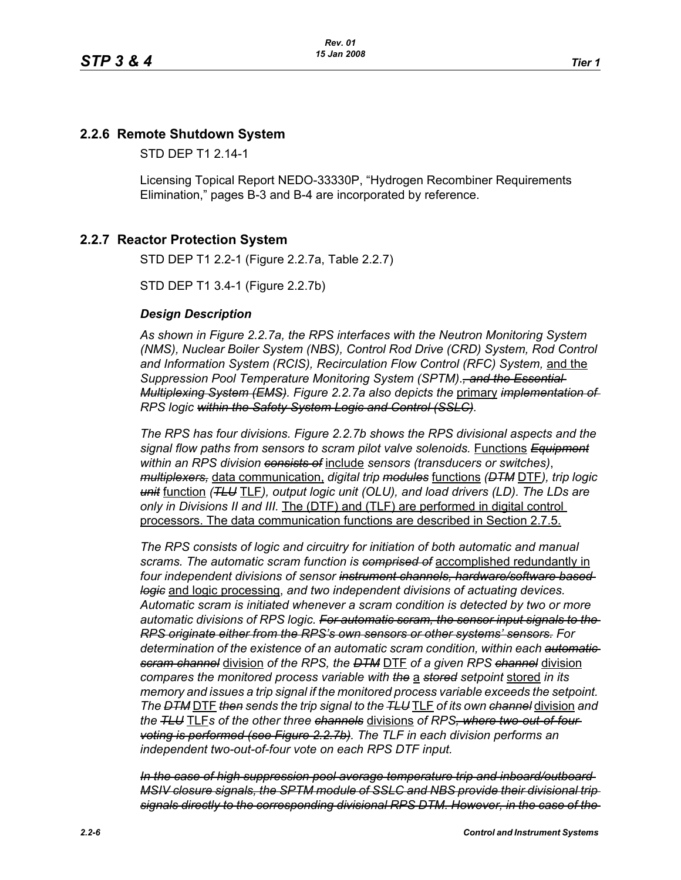## 2.2.6 Remote Shutdown System

STD DEP T1 2.14-1

Licensing Topical Report NEDO-33330P, "Hydrogen Recombiner Requirements Elimination," pages B-3 and B-4 are incorporated by reference.

## 2.2.7 Reactor Protection System

STD DEP T1 2.2-1 (Figure 2.2.7a, Table 2.2.7)

STD DEP T1 3.4-1 (Figure 2.2.7b)

### *Design Description*

*As shown in Figure 2.2.7a, the RPS interfaces with the Neutron Monitoring System (NMS), Nuclear Boiler System (NBS), Control Rod Drive (CRD) System, Rod Control and Information System (RCIS), Recirculation Flow Control (RFC) System,* <u>and the</u> *Suppression Pool Temperature Monitoring System (SPTM).~~, and the Essential Multiplexing System (EMS)~~. Figure 2.2.7a also depicts the* <u>primary</u> *~~implementation of~~ RPS logic ~~within the Safety System Logic and Control (SSLC)~~.*

*The RPS has four divisions. Figure 2.2.7b shows the RPS divisional aspects and the signal flow paths from sensors to scram pilot valve solenoids.* <u>Functions</u> *~~Equipment~~ within an RPS division ~~consists of~~* <u>include</u> *sensors (transducers or switches), ~~multiplexers,~~* <u>data communication,</u> *digital trip ~~modules~~* <u>functions</u> *(~~DTM~~* <u>DTF</u>*), trip logic ~~unit~~* <u>function</u> *(~~TLU~~* <u>TLF</u>*), output logic unit (OLU), and load drivers (LD). The LDs are only in Divisions II and III.* <u>The (DTF) and (TLF) are performed in digital control processors. The data communication functions are described in Section 2.7.5.</u>

*The RPS consists of logic and circuitry for initiation of both automatic and manual scrams. The automatic scram function is ~~comprised of~~* <u>accomplished redundantly in</u> *four independent divisions of sensor ~~instrument channels, hardware/software based logic~~* <u>and logic processing</u>*, and two independent divisions of actuating devices. Automatic scram is initiated whenever a scram condition is detected by two or more automatic divisions of RPS logic. ~~For automatic scram, the sensor input signals to the RPS originate either from the RPS's own sensors or other systems' sensors.~~ For determination of the existence of an automatic scram condition, within each ~~automatic scram channel~~* <u>division</u> *of the RPS, the ~~DTM~~* <u>DTF</u> *of a given RPS ~~channel~~* <u>division</u> *compares the monitored process variable with ~~the~~* <u>a</u> *~~stored~~ setpoint* <u>stored</u> *in its memory and issues a trip signal if the monitored process variable exceeds the setpoint. The ~~DTM~~* <u>DTF</u> *~~then~~ sends the trip signal to the ~~TLU~~* <u>TLF</u> *of its own ~~channel~~* <u>division</u> *and the ~~TLU~~* <u>TLF</u>*s of the other three ~~channels~~* <u>divisions</u> *of RPS~~, where two-out-of-four voting is performed (see Figure 2.2.7b)~~. The TLF in each division performs an independent two-out-of-four vote on each RPS DTF input.*

*~~In the case of high suppression pool average temperature trip and inboard/outboard MSIV closure signals, the SPTM module of SSLC and NBS provide their divisional trip signals directly to the corresponding divisional RPS DTM. However, in the case of the~~*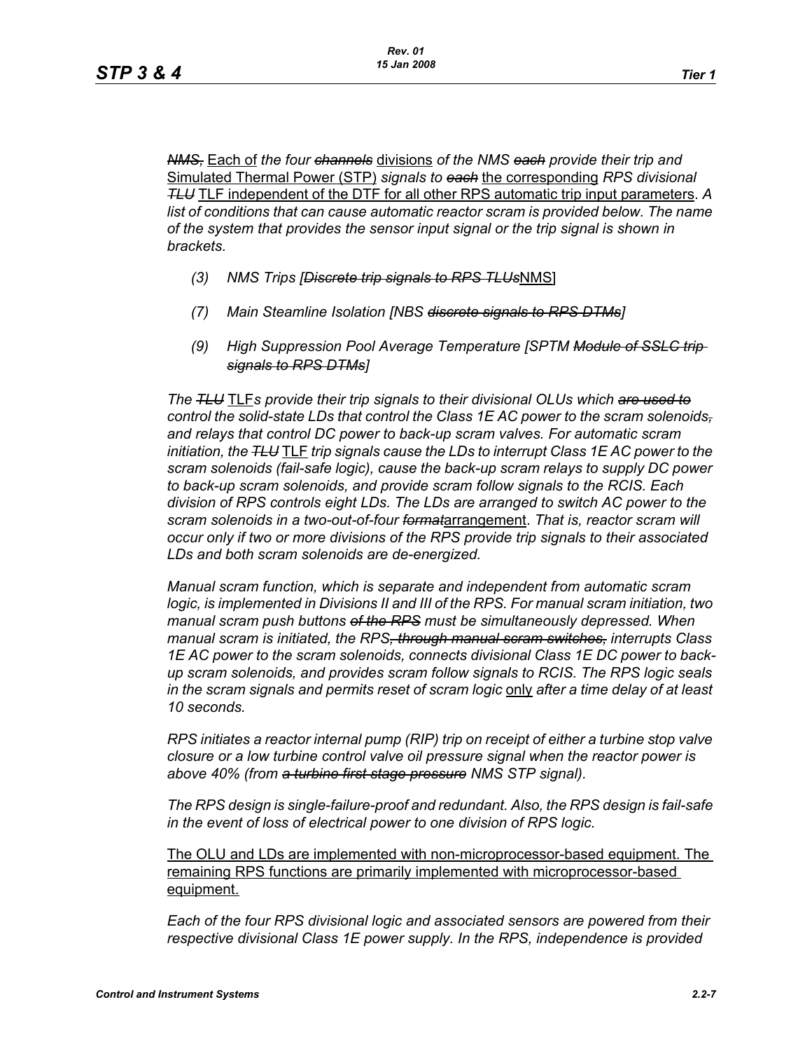*~~NMS,~~* Each of *the four ~~channels~~* divisions *of the NMS ~~each~~ provide their trip and* Simulated Thermal Power (STP) *signals to ~~each~~* the corresponding *RPS divisional ~~TLU~~* TLF independent of the DTF for all other RPS automatic trip input parameters. *A list of conditions that can cause automatic reactor scram is provided below. The name of the system that provides the sensor input signal or the trip signal is shown in brackets.*

- *(3) NMS Trips [~~Discrete trip signals to RPS TLUs~~*NMS]
- *(7) Main Steamline Isolation [NBS ~~discrete signals to RPS DTMs~~]*
- *(9) High Suppression Pool Average Temperature [SPTM ~~Module of SSLC trip signals to RPS DTMs~~]*

*The ~~TLU~~* TLF*s provide their trip signals to their divisional OLUs which ~~are used to~~ control the solid-state LDs that control the Class 1E AC power to the scram solenoids~~,~~ and relays that control DC power to back-up scram valves. For automatic scram initiation, the ~~TLU~~* TLF *trip signals cause the LDs to interrupt Class 1E AC power to the scram solenoids (fail-safe logic), cause the back-up scram relays to supply DC power to back-up scram solenoids, and provide scram follow signals to the RCIS. Each division of RPS controls eight LDs. The LDs are arranged to switch AC power to the scram solenoids in a two-out-of-four ~~format~~*arrangement. *That is, reactor scram will occur only if two or more divisions of the RPS provide trip signals to their associated LDs and both scram solenoids are de-energized.*

*Manual scram function, which is separate and independent from automatic scram logic, is implemented in Divisions II and III of the RPS. For manual scram initiation, two manual scram push buttons ~~of the RPS~~ must be simultaneously depressed. When manual scram is initiated, the RPS~~, through manual scram switches,~~ interrupts Class 1E AC power to the scram solenoids, connects divisional Class 1E DC power to back-up scram solenoids, and provides scram follow signals to RCIS. The RPS logic seals in the scram signals and permits reset of scram logic* only *after a time delay of at least 10 seconds.*

*RPS initiates a reactor internal pump (RIP) trip on receipt of either a turbine stop valve closure or a low turbine control valve oil pressure signal when the reactor power is above 40% (from ~~a turbine first stage pressure~~ NMS STP signal).*

*The RPS design is single-failure-proof and redundant. Also, the RPS design is fail-safe in the event of loss of electrical power to one division of RPS logic.*

The OLU and LDs are implemented with non-microprocessor-based equipment. The remaining RPS functions are primarily implemented with microprocessor-based equipment.

*Each of the four RPS divisional logic and associated sensors are powered from their respective divisional Class 1E power supply. In the RPS, independence is provided*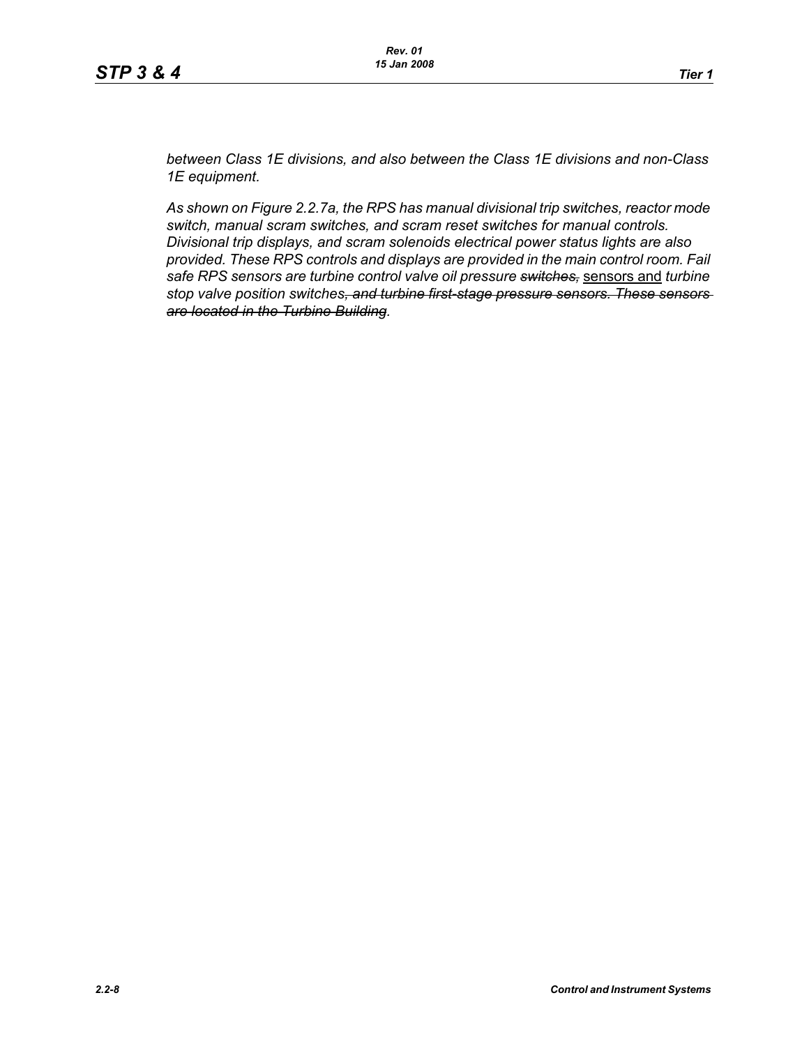*between Class 1E divisions, and also between the Class 1E divisions and non-Class 1E equipment.*

*As shown on Figure 2.2.7a, the RPS has manual divisional trip switches, reactor mode switch, manual scram switches, and scram reset switches for manual controls. Divisional trip displays, and scram solenoids electrical power status lights are also provided. These RPS controls and displays are provided in the main control room. Fail safe RPS sensors are turbine control valve oil pressure ~~switches,~~* <u>sensors and</u> *turbine stop valve position switches~~, and turbine first-stage pressure sensors. These sensors are located in the Turbine Building~~.*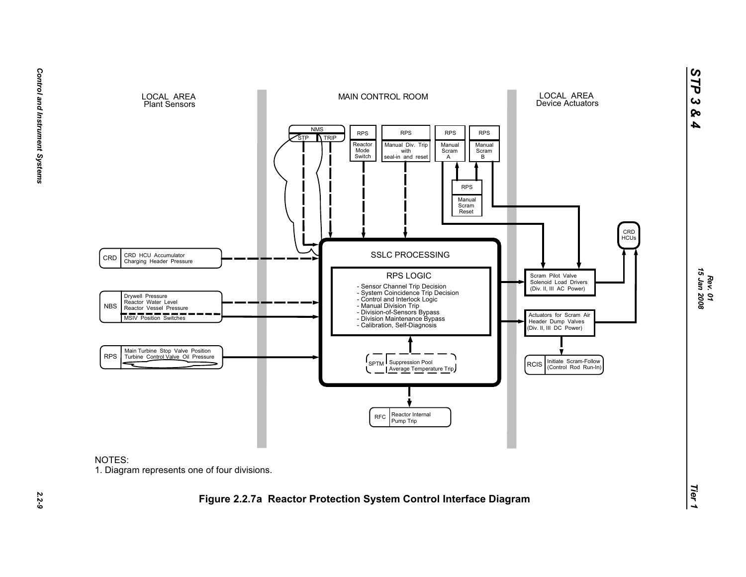LOCAL AREA
Plant Sensors

MAIN CONTROL ROOM

LOCAL AREA
Device Actuators

NMS
STP | TRIP

RPS
Reactor Mode Switch

RPS
Manual Div. Trip with seal-in and reset

RPS
Manual Scram A

RPS
Manual Scram B

RPS
Manual Scram Reset

CRD HCUs

CRD | CRD HCU Accumulator Charging Header Pressure

NBS | Drywell Pressure
Reactor Water Level
Reactor Vessel Pressure
MSIV Position Switches

RPS | Main Turbine Stop Valve Position
Turbine Control Valve Oil Pressure

SSLC PROCESSING

RPS LOGIC
- Sensor Channel Trip Decision
- System Coincidence Trip Decision
- Control and Interlock Logic
- Manual Division Trip
- Division-of-Sensors Bypass
- Division Maintenance Bypass
- Calibration, Self-Diagnosis

SPTM | Suppression Pool Average Temperature Trip

Scram Pilot Valve Solenoid Load Drivers (Div. II, III AC Power)

Actuators for Scram Air Header Dump Valves (Div. II, III DC Power)

RCIS | Initiate Scram-Follow (Control Rod Run-In)

RFC | Reactor Internal Pump Trip

NOTES:
1. Diagram represents one of four divisions.

**Figure 2.2.7a Reactor Protection System Control Interface Diagram**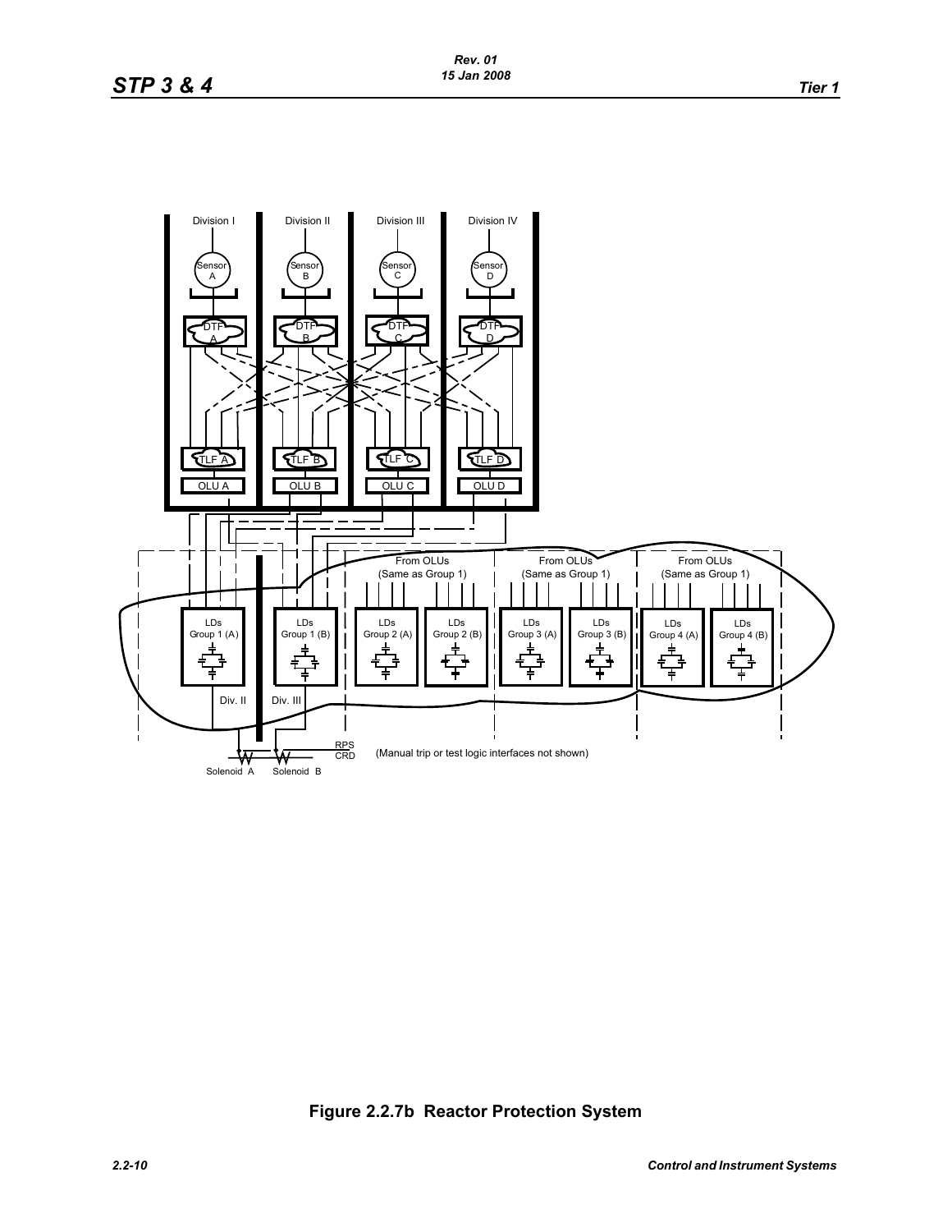Division I

Division II

Division III

Division IV

Sensor A

Sensor B

Sensor C

Sensor D

DTF A

DTF B

DTF C

DTF D

TLF A

TLF B

TLF C

TLF D

OLU A

OLU B

OLU C

OLU D

From OLUs (Same as Group 1)

From OLUs (Same as Group 1)

From OLUs (Same as Group 1)

LDs Group 1 (A)

LDs Group 1 (B)

LDs Group 2 (A)

LDs Group 2 (B)

LDs Group 3 (A)

LDs Group 3 (B)

LDs Group 4 (A)

LDs Group 4 (B)

Div. II

Div. III

RPS CRD

(Manual trip or test logic interfaces not shown)

Solenoid A

Solenoid B

**Figure 2.2.7b Reactor Protection System**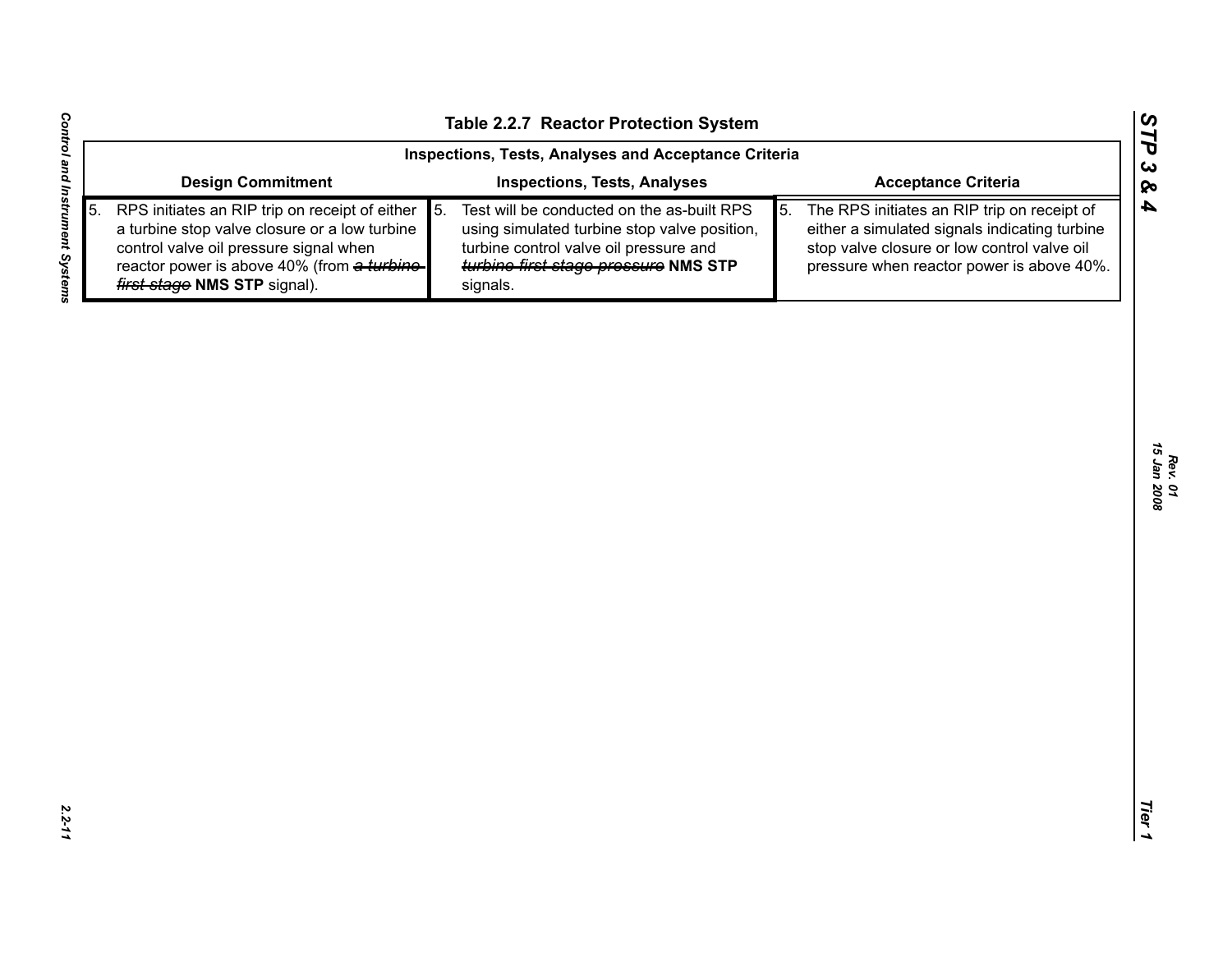### Table 2.2.7 Reactor Protection System

| Inspections, Tests, Analyses and Acceptance Criteria | | |
|---|---|---|
| **Design Commitment** | **Inspections, Tests, Analyses** | **Acceptance Criteria** |
| 5. RPS initiates an RIP trip on receipt of either a turbine stop valve closure or a low turbine control valve oil pressure signal when reactor power is above 40% (from ~~*a turbine first stage*~~ **NMS STP** signal). | 5. Test will be conducted on the as-built RPS using simulated turbine stop valve position, turbine control valve oil pressure and ~~*turbine first stage pressure*~~ **NMS STP** signals. | 5. The RPS initiates an RIP trip on receipt of either a simulated signals indicating turbine stop valve closure or low control valve oil pressure when reactor power is above 40%. |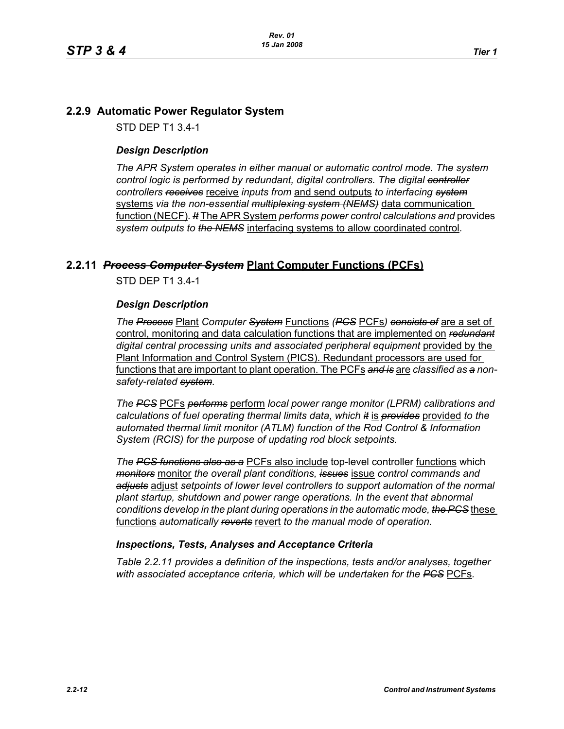## 2.2.9 Automatic Power Regulator System

STD DEP T1 3.4-1

### *Design Description*

*The APR System operates in either manual or automatic control mode. The system control logic is performed by redundant, digital controllers. The digital ~~controller~~ controllers ~~receives~~* <u>receive</u> *inputs from* <u>and send outputs</u> *to interfacing ~~system~~* <u>systems</u> *via the non-essential ~~multiplexing system (NEMS)~~* <u>data communication function (NECF)</u>*. ~~It~~* <u>The APR System</u> *performs power control calculations and* <u>provides</u> *system outputs to ~~the NEMS~~* <u>interfacing systems to allow coordinated control</u>*.*

## 2.2.11 ~~*Process Computer System*~~ <u>Plant Computer Functions (PCFs)</u>

STD DEP T1 3.4-1

### *Design Description*

*The ~~Process~~* <u>Plant</u> *Computer ~~System~~* <u>Functions</u> *(~~PCS~~* <u>PCFs</u>*) ~~consists of~~* <u>are a set of control, monitoring and data calculation functions that are implemented on</u> *~~redundant~~ digital central processing units and associated peripheral equipment* <u>provided by the Plant Information and Control System (PICS). Redundant processors are used for functions that are important to plant operation. The PCFs</u> *~~and is~~* <u>are</u> *classified as ~~a~~ non-safety-related ~~system~~.*

*The ~~PCS~~* <u>PCFs</u> *~~performs~~* <u>perform</u> *local power range monitor (LPRM) calibrations and calculations of fuel operating thermal limits data*<u>,</u> *which ~~it~~* <u>is</u> *~~provides~~* <u>provided</u> *to the automated thermal limit monitor (ATLM) function of the Rod Control & Information System (RCIS) for the purpose of updating rod block setpoints.*

*The ~~PCS functions also as a~~* <u>PCFs also include</u> top-level controller <u>functions</u> which *~~monitors~~* <u>monitor</u> *the overall plant conditions, ~~issues~~* <u>issue</u> *control commands and ~~adjusts~~* <u>adjust</u> *setpoints of lower level controllers to support automation of the normal plant startup, shutdown and power range operations. In the event that abnormal conditions develop in the plant during operations in the automatic mode, ~~the PCS~~* <u>these functions</u> *automatically ~~reverts~~* <u>revert</u> *to the manual mode of operation.*

### *Inspections, Tests, Analyses and Acceptance Criteria*

*Table 2.2.11 provides a definition of the inspections, tests and/or analyses, together with associated acceptance criteria, which will be undertaken for the ~~PCS~~* <u>PCFs</u>*.*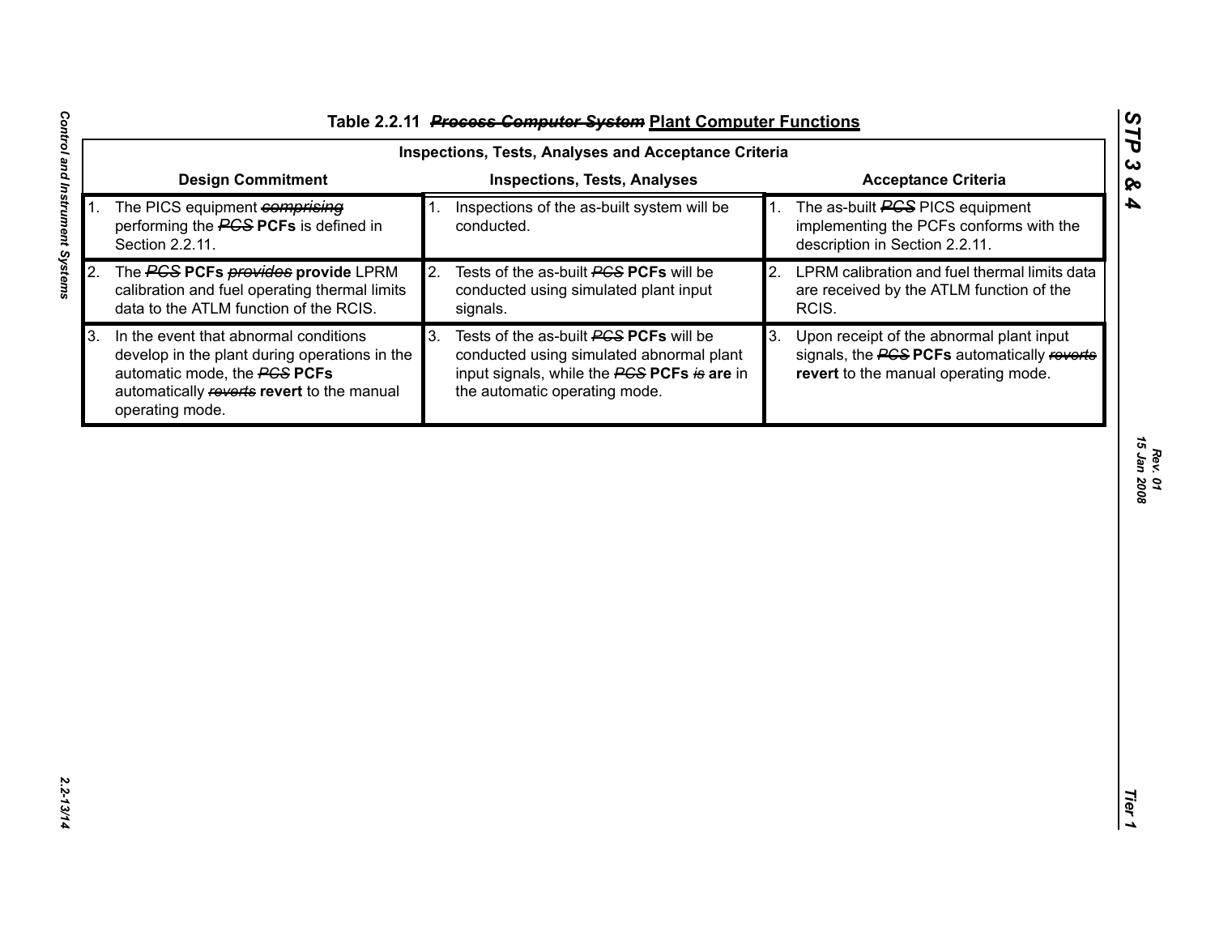# Table 2.2.11 ~~*Process Computer System*~~ Plant Computer Functions

| Inspections, Tests, Analyses and Acceptance Criteria | | |
|---|---|---|
| **Design Commitment** | **Inspections, Tests, Analyses** | **Acceptance Criteria** |
| 1. The PICS equipment ~~*comprising*~~ performing the ~~*PCS*~~ **PCFs** is defined in Section 2.2.11. | 1. Inspections of the as-built system will be conducted. | 1. The as-built ~~*PCS*~~ PICS equipment implementing the PCFs conforms with the description in Section 2.2.11. |
| 2. The ~~*PCS*~~ **PCFs** ~~*provides*~~ **provide** LPRM calibration and fuel operating thermal limits data to the ATLM function of the RCIS. | 2. Tests of the as-built ~~*PCS*~~ **PCFs** will be conducted using simulated plant input signals. | 2. LPRM calibration and fuel thermal limits data are received by the ATLM function of the RCIS. |
| 3. In the event that abnormal conditions develop in the plant during operations in the automatic mode, the ~~*PCS*~~ **PCFs** automatically ~~*reverts*~~ **revert** to the manual operating mode. | 3. Tests of the as-built ~~*PCS*~~ **PCFs** will be conducted using simulated abnormal plant input signals, while the ~~*PCS*~~ **PCFs** ~~*is*~~ **are** in the automatic operating mode. | 3. Upon receipt of the abnormal plant input signals, the ~~*PCS*~~ **PCFs** automatically ~~*reverts*~~ **revert** to the manual operating mode. |